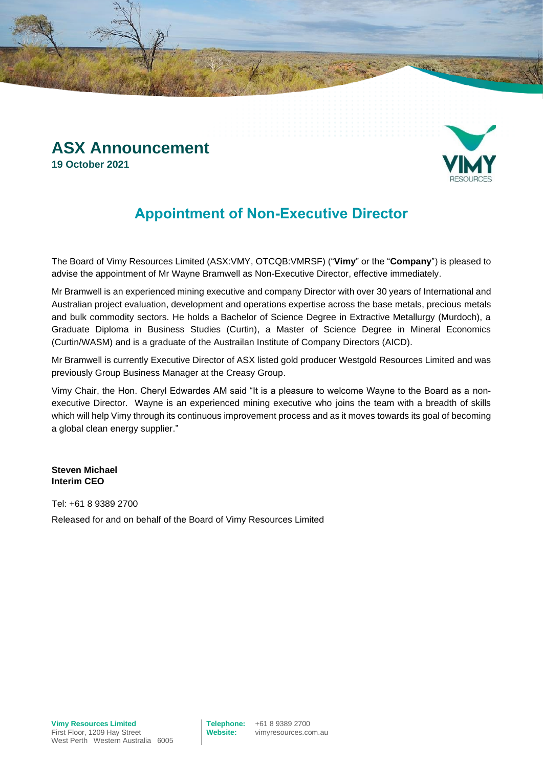# ASX Announcement

**19 October 2021**

## Appointment of Non-Executive Director

The Board of Vimy Resources Limited (ASX:VMY, OTCQB:VMRSF) ("**Vimy**" or the "**Company**") is pleased to advise the appointment of Mr Wayne Bramwell as Non-Executive Director, effective immediately.

Mr Bramwell is an experienced mining executive and company Director with over 30 years of International and Australian project evaluation, development and operations expertise across the base metals, precious metals and bulk commodity sectors. He holds a Bachelor of Science Degree in Extractive Metallurgy (Murdoch), a Graduate Diploma in Business Studies (Curtin), a Master of Science Degree in Mineral Economics (Curtin/WASM) and is a graduate of the Austrailan Institute of Company Directors (AICD).

Mr Bramwell is currently Executive Director of ASX listed gold producer Westgold Resources Limited and was previously Group Business Manager at the Creasy Group.

Vimy Chair, the Hon. Cheryl Edwardes AM said "It is a pleasure to welcome Wayne to the Board as a non-executive Director. Wayne is an experienced mining executive who joins the team with a breadth of skills which will help Vimy through its continuous improvement process and as it moves towards its goal of becoming a global clean energy supplier."

**Steven Michael**
**Interim CEO**

Tel: +61 8 9389 2700

Released for and on behalf of the Board of Vimy Resources Limited

**Vimy Resources Limited**
First Floor, 1209 Hay Street
West Perth Western Australia 6005

**Telephone:** +61 8 9389 2700
**Website:** vimyresources.com.au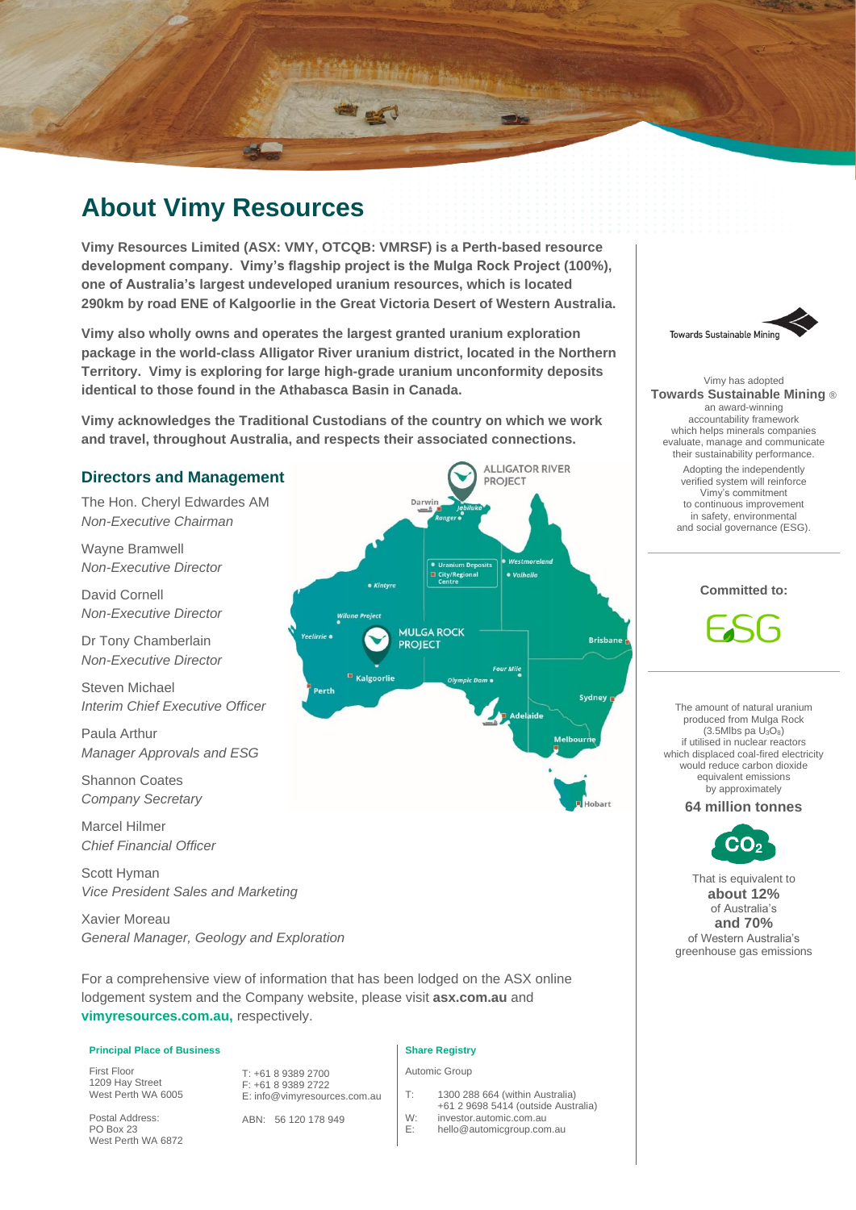# About Vimy Resources

**Vimy Resources Limited (ASX: VMY, OTCQB: VMRSF) is a Perth-based resource development company. Vimy's flagship project is the Mulga Rock Project (100%), one of Australia's largest undeveloped uranium resources, which is located 290km by road ENE of Kalgoorlie in the Great Victoria Desert of Western Australia.**

**Vimy also wholly owns and operates the largest granted uranium exploration package in the world-class Alligator River uranium district, located in the Northern Territory. Vimy is exploring for large high-grade uranium unconformity deposits identical to those found in the Athabasca Basin in Canada.**

**Vimy acknowledges the Traditional Custodians of the country on which we work and travel, throughout Australia, and respects their associated connections.**

## Directors and Management

The Hon. Cheryl Edwardes AM
*Non-Executive Chairman*

Wayne Bramwell
*Non-Executive Director*

David Cornell
*Non-Executive Director*

Dr Tony Chamberlain
*Non-Executive Director*

Steven Michael
*Interim Chief Executive Officer*

Paula Arthur
*Manager Approvals and ESG*

Shannon Coates
*Company Secretary*

Marcel Hilmer
*Chief Financial Officer*

Scott Hyman
*Vice President Sales and Marketing*

Xavier Moreau
*General Manager, Geology and Exploration*

ALLIGATOR RIVER PROJECT
Darwin
Jabiluka
Ranger
Uranium Deposits
City/Regional Centre
Westmoreland
Valhalla
Kintyre
Wiluna Project
Yeelirrie
MULGA ROCK PROJECT
Brisbane
Kalgoorlie
Four Mile
Perth
Olympic Dam
Sydney
Adelaide
Melbourne
Hobart

For a comprehensive view of information that has been lodged on the ASX online lodgement system and the Company website, please visit **asx.com.au** and **vimyresources.com.au,** respectively.

Towards Sustainable Mining

Vimy has adopted
**Towards Sustainable Mining ®**
an award-winning accountability framework which helps minerals companies evaluate, manage and communicate their sustainability performance.

Adopting the independently verified system will reinforce Vimy's commitment to continuous improvement in safety, environmental and social governance (ESG).

**Committed to:**

ESG

The amount of natural uranium produced from Mulga Rock (3.5Mlbs pa $U_3O_8$) if utilised in nuclear reactors which displaced coal-fired electricity would reduce carbon dioxide equivalent emissions by approximately

**64 million tonnes**

$CO_2$

That is equivalent to
**about 12%**
of Australia's
**and 70%**
of Western Australia's greenhouse gas emissions

**Principal Place of Business**

First Floor
1209 Hay Street
West Perth WA 6005

Postal Address:
PO Box 23
West Perth WA 6872

T: +61 8 9389 2700
F: +61 8 9389 2722
E: info@vimyresources.com.au

ABN: 56 120 178 949

**Share Registry**

Automic Group

T: 1300 288 664 (within Australia)
+61 2 9698 5414 (outside Australia)
W: investor.automic.com.au
E: hello@automicgroup.com.au